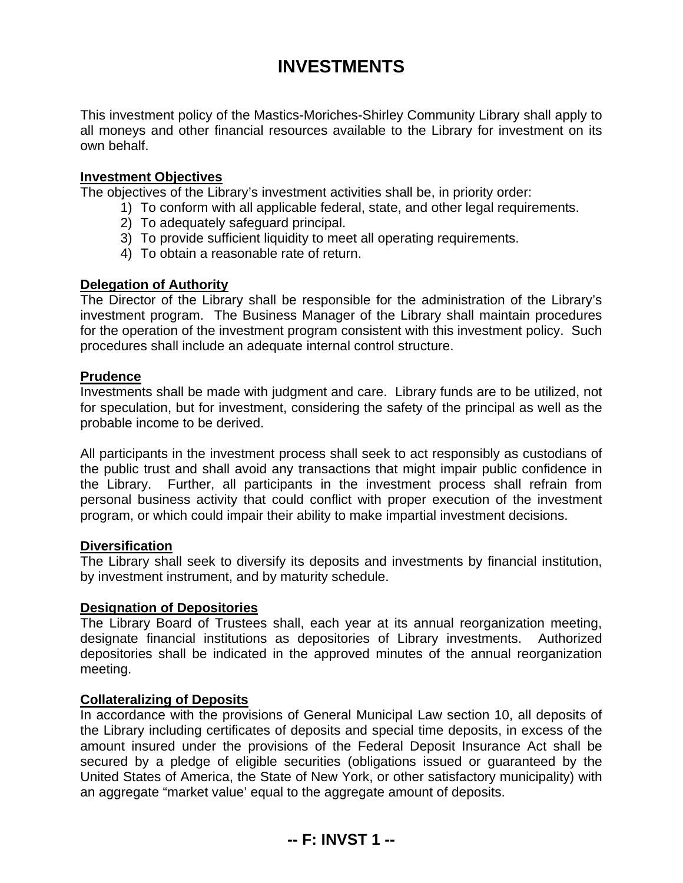# INVESTMENTS

This investment policy of the Mastics-Moriches-Shirley Community Library shall apply to all moneys and other financial resources available to the Library for investment on its own behalf.

**Investment Objectives**

The objectives of the Library's investment activities shall be, in priority order:

1) To conform with all applicable federal, state, and other legal requirements.
2) To adequately safeguard principal.
3) To provide sufficient liquidity to meet all operating requirements.
4) To obtain a reasonable rate of return.

**Delegation of Authority**

The Director of the Library shall be responsible for the administration of the Library's investment program. The Business Manager of the Library shall maintain procedures for the operation of the investment program consistent with this investment policy. Such procedures shall include an adequate internal control structure.

**Prudence**

Investments shall be made with judgment and care. Library funds are to be utilized, not for speculation, but for investment, considering the safety of the principal as well as the probable income to be derived.

All participants in the investment process shall seek to act responsibly as custodians of the public trust and shall avoid any transactions that might impair public confidence in the Library. Further, all participants in the investment process shall refrain from personal business activity that could conflict with proper execution of the investment program, or which could impair their ability to make impartial investment decisions.

**Diversification**

The Library shall seek to diversify its deposits and investments by financial institution, by investment instrument, and by maturity schedule.

**Designation of Depositories**

The Library Board of Trustees shall, each year at its annual reorganization meeting, designate financial institutions as depositories of Library investments. Authorized depositories shall be indicated in the approved minutes of the annual reorganization meeting.

**Collateralizing of Deposits**

In accordance with the provisions of General Municipal Law section 10, all deposits of the Library including certificates of deposits and special time deposits, in excess of the amount insured under the provisions of the Federal Deposit Insurance Act shall be secured by a pledge of eligible securities (obligations issued or guaranteed by the United States of America, the State of New York, or other satisfactory municipality) with an aggregate "market value' equal to the aggregate amount of deposits.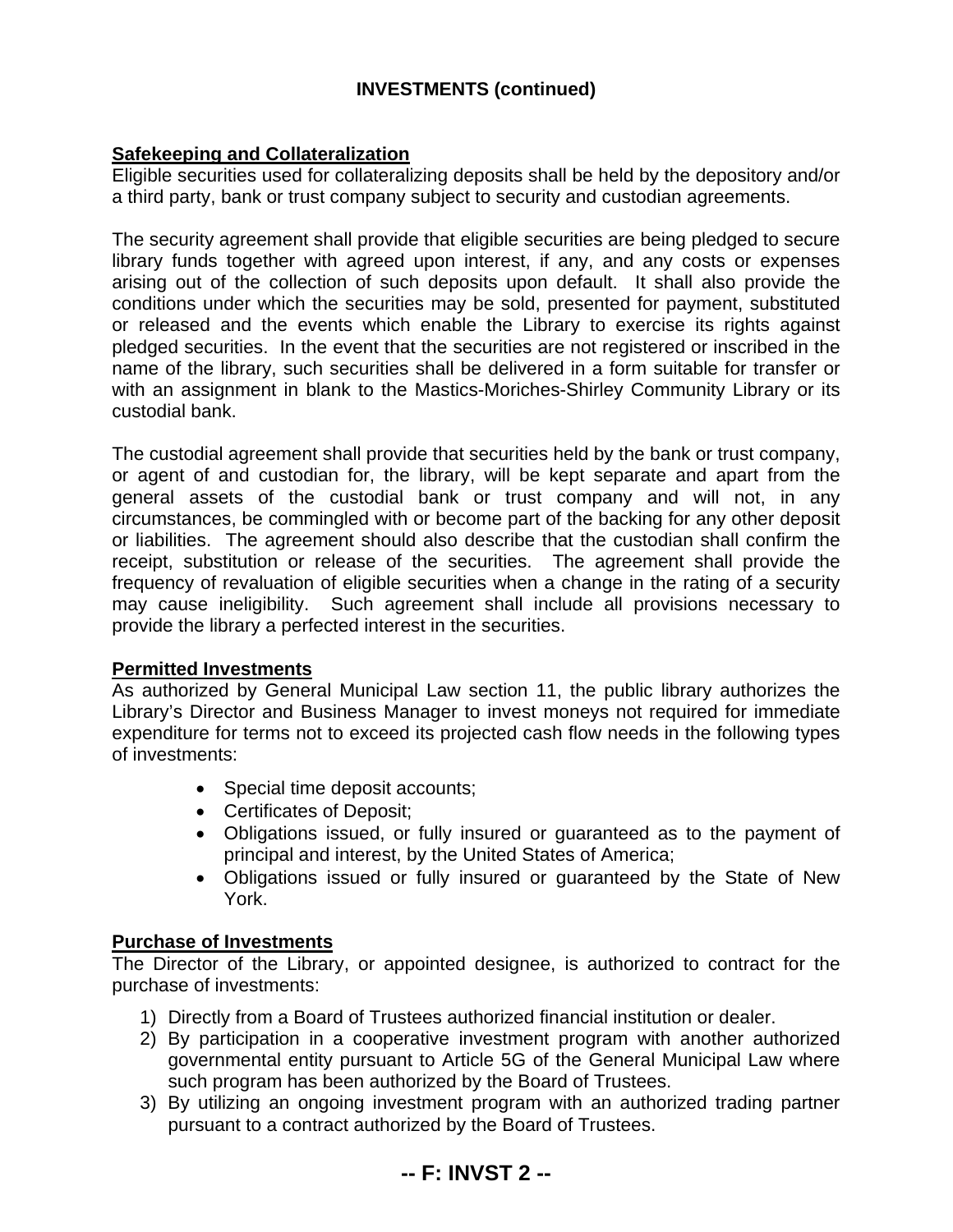**INVESTMENTS (continued)**

**Safekeeping and Collateralization**

Eligible securities used for collateralizing deposits shall be held by the depository and/or a third party, bank or trust company subject to security and custodian agreements.

The security agreement shall provide that eligible securities are being pledged to secure library funds together with agreed upon interest, if any, and any costs or expenses arising out of the collection of such deposits upon default. It shall also provide the conditions under which the securities may be sold, presented for payment, substituted or released and the events which enable the Library to exercise its rights against pledged securities. In the event that the securities are not registered or inscribed in the name of the library, such securities shall be delivered in a form suitable for transfer or with an assignment in blank to the Mastics-Moriches-Shirley Community Library or its custodial bank.

The custodial agreement shall provide that securities held by the bank or trust company, or agent of and custodian for, the library, will be kept separate and apart from the general assets of the custodial bank or trust company and will not, in any circumstances, be commingled with or become part of the backing for any other deposit or liabilities. The agreement should also describe that the custodian shall confirm the receipt, substitution or release of the securities. The agreement shall provide the frequency of revaluation of eligible securities when a change in the rating of a security may cause ineligibility. Such agreement shall include all provisions necessary to provide the library a perfected interest in the securities.

**Permitted Investments**

As authorized by General Municipal Law section 11, the public library authorizes the Library's Director and Business Manager to invest moneys not required for immediate expenditure for terms not to exceed its projected cash flow needs in the following types of investments:

- Special time deposit accounts;
- Certificates of Deposit;
- Obligations issued, or fully insured or guaranteed as to the payment of principal and interest, by the United States of America;
- Obligations issued or fully insured or guaranteed by the State of New York.

**Purchase of Investments**

The Director of the Library, or appointed designee, is authorized to contract for the purchase of investments:

1) Directly from a Board of Trustees authorized financial institution or dealer.
2) By participation in a cooperative investment program with another authorized governmental entity pursuant to Article 5G of the General Municipal Law where such program has been authorized by the Board of Trustees.
3) By utilizing an ongoing investment program with an authorized trading partner pursuant to a contract authorized by the Board of Trustees.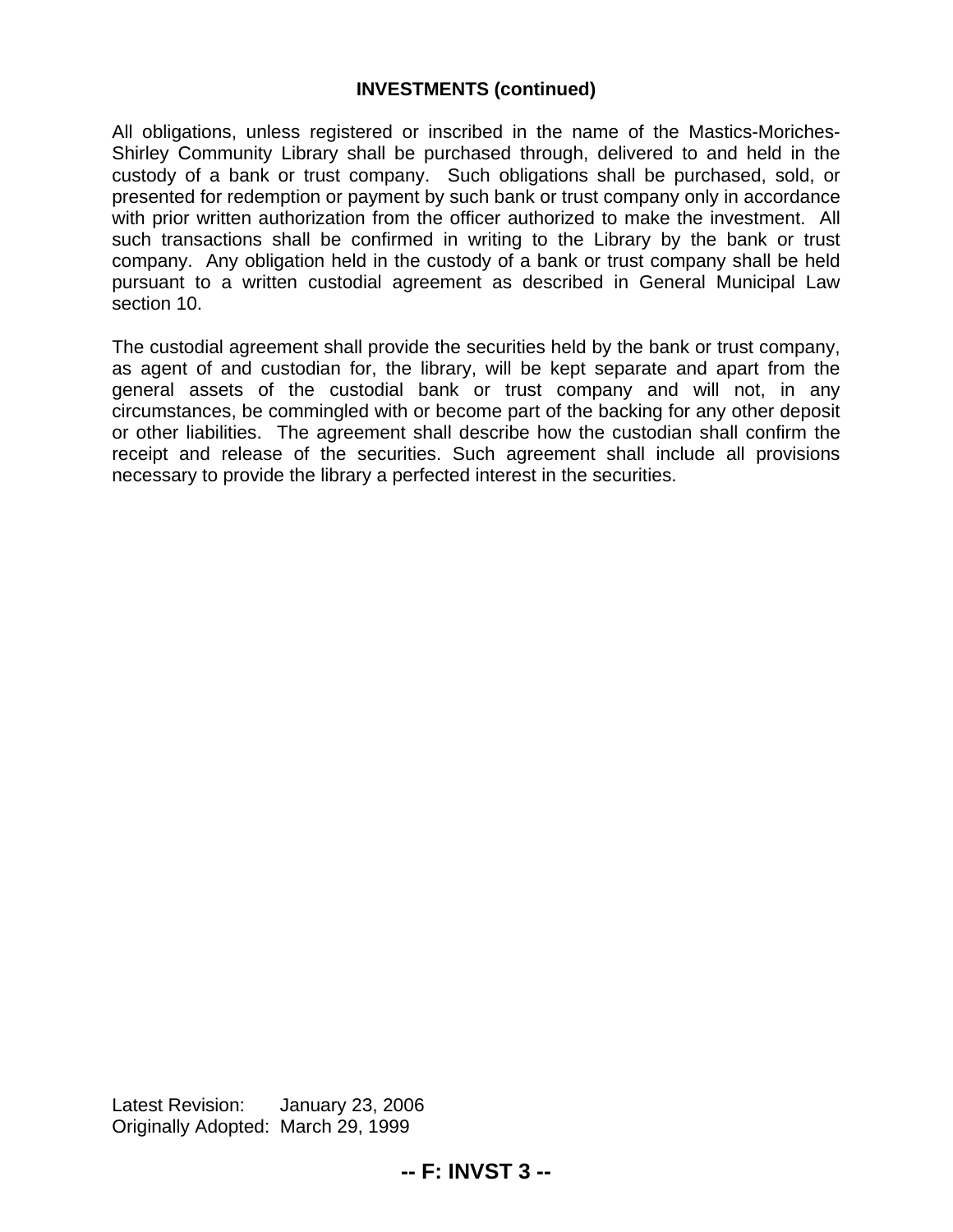**INVESTMENTS (continued)**

All obligations, unless registered or inscribed in the name of the Mastics-Moriches-Shirley Community Library shall be purchased through, delivered to and held in the custody of a bank or trust company. Such obligations shall be purchased, sold, or presented for redemption or payment by such bank or trust company only in accordance with prior written authorization from the officer authorized to make the investment. All such transactions shall be confirmed in writing to the Library by the bank or trust company. Any obligation held in the custody of a bank or trust company shall be held pursuant to a written custodial agreement as described in General Municipal Law section 10.

The custodial agreement shall provide the securities held by the bank or trust company, as agent of and custodian for, the library, will be kept separate and apart from the general assets of the custodial bank or trust company and will not, in any circumstances, be commingled with or become part of the backing for any other deposit or other liabilities. The agreement shall describe how the custodian shall confirm the receipt and release of the securities. Such agreement shall include all provisions necessary to provide the library a perfected interest in the securities.

Latest Revision: January 23, 2006
Originally Adopted: March 29, 1999

**-- F: INVST 3 --**